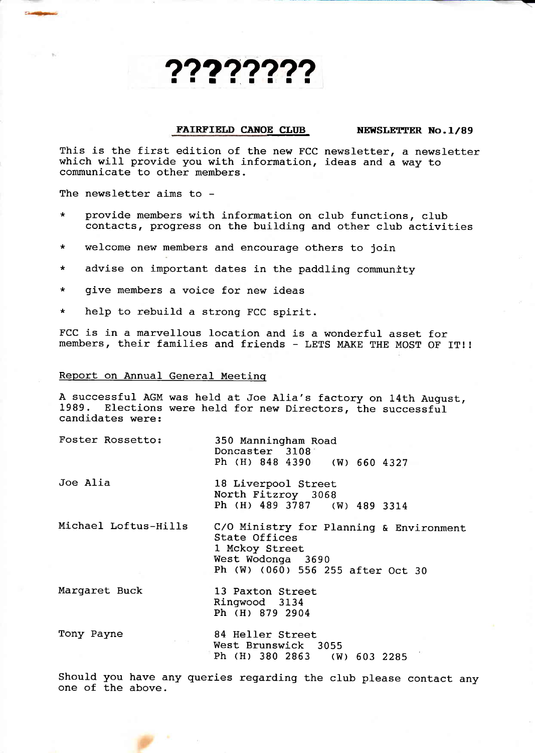# ????????

**FAIRFIELD CANOE CLUB** **NEWSLETTER No.1/89**

This is the first edition of the new FCC newsletter, a newsletter which will provide you with information, ideas and a way to communicate to other members.

The newsletter aims to -

* provide members with information on club functions, club contacts, progress on the building and other club activities
* welcome new members and encourage others to join
* advise on important dates in the paddling community
* give members a voice for new ideas
* help to rebuild a strong FCC spirit.

FCC is in a marvellous location and is a wonderful asset for members, their families and friends - LETS MAKE THE MOST OF IT!!

## Report on Annual General Meeting

A successful AGM was held at Joe Alia's factory on 14th August, 1989. Elections were held for new Directors, the successful candidates were:

| | |
|---|---|
| Foster Rossetto: | 350 Manningham Road<br>Doncaster 3108<br>Ph (H) 848 4390 (W) 660 4327 |
| Joe Alia | 18 Liverpool Street<br>North Fitzroy 3068<br>Ph (H) 489 3787 (W) 489 3314 |
| Michael Loftus-Hills | C/O Ministry for Planning & Environment<br>State Offices<br>1 Mckoy Street<br>West Wodonga 3690<br>Ph (W) (060) 556 255 after Oct 30 |
| Margaret Buck | 13 Paxton Street<br>Ringwood 3134<br>Ph (H) 879 2904 |
| Tony Payne | 84 Heller Street<br>West Brunswick 3055<br>Ph (H) 380 2863 (W) 603 2285 |

Should you have any queries regarding the club please contact any one of the above.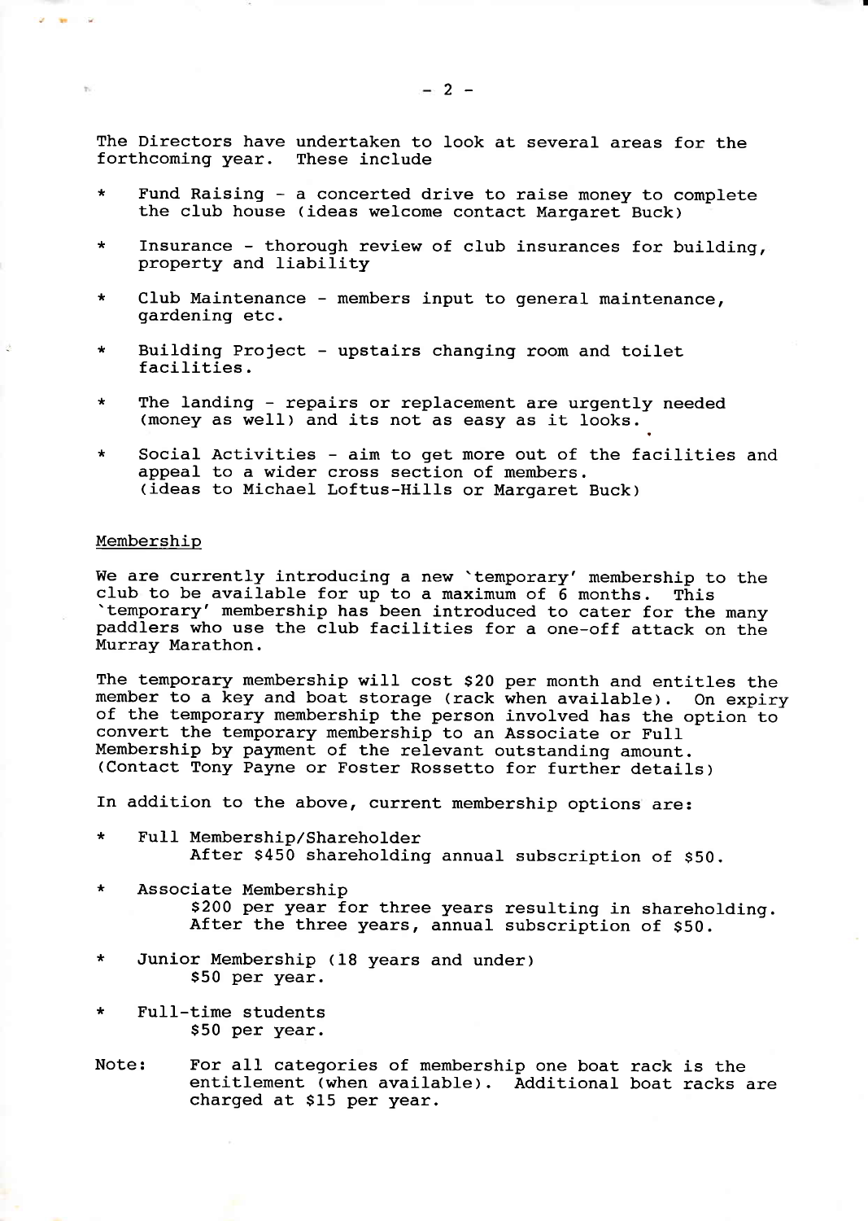The Directors have undertaken to look at several areas for the forthcoming year. These include

* Fund Raising - a concerted drive to raise money to complete the club house (ideas welcome contact Margaret Buck)

* Insurance - thorough review of club insurances for building, property and liability

* Club Maintenance - members input to general maintenance, gardening etc.

* Building Project - upstairs changing room and toilet facilities.

* The landing - repairs or replacement are urgently needed (money as well) and its not as easy as it looks.

* Social Activities - aim to get more out of the facilities and appeal to a wider cross section of members. (ideas to Michael Loftus-Hills or Margaret Buck)

## Membership

We are currently introducing a new 'temporary' membership to the club to be available for up to a maximum of 6 months. This 'temporary' membership has been introduced to cater for the many paddlers who use the club facilities for a one-off attack on the Murray Marathon.

The temporary membership will cost $20 per month and entitles the member to a key and boat storage (rack when available). On expiry of the temporary membership the person involved has the option to convert the temporary membership to an Associate or Full Membership by payment of the relevant outstanding amount. (Contact Tony Payne or Foster Rossetto for further details)

In addition to the above, current membership options are:

* Full Membership/Shareholder
  After $450 shareholding annual subscription of $50.

* Associate Membership
  $200 per year for three years resulting in shareholding. After the three years, annual subscription of $50.

* Junior Membership (18 years and under)
  $50 per year.

* Full-time students
  $50 per year.

Note: For all categories of membership one boat rack is the entitlement (when available). Additional boat racks are charged at $15 per year.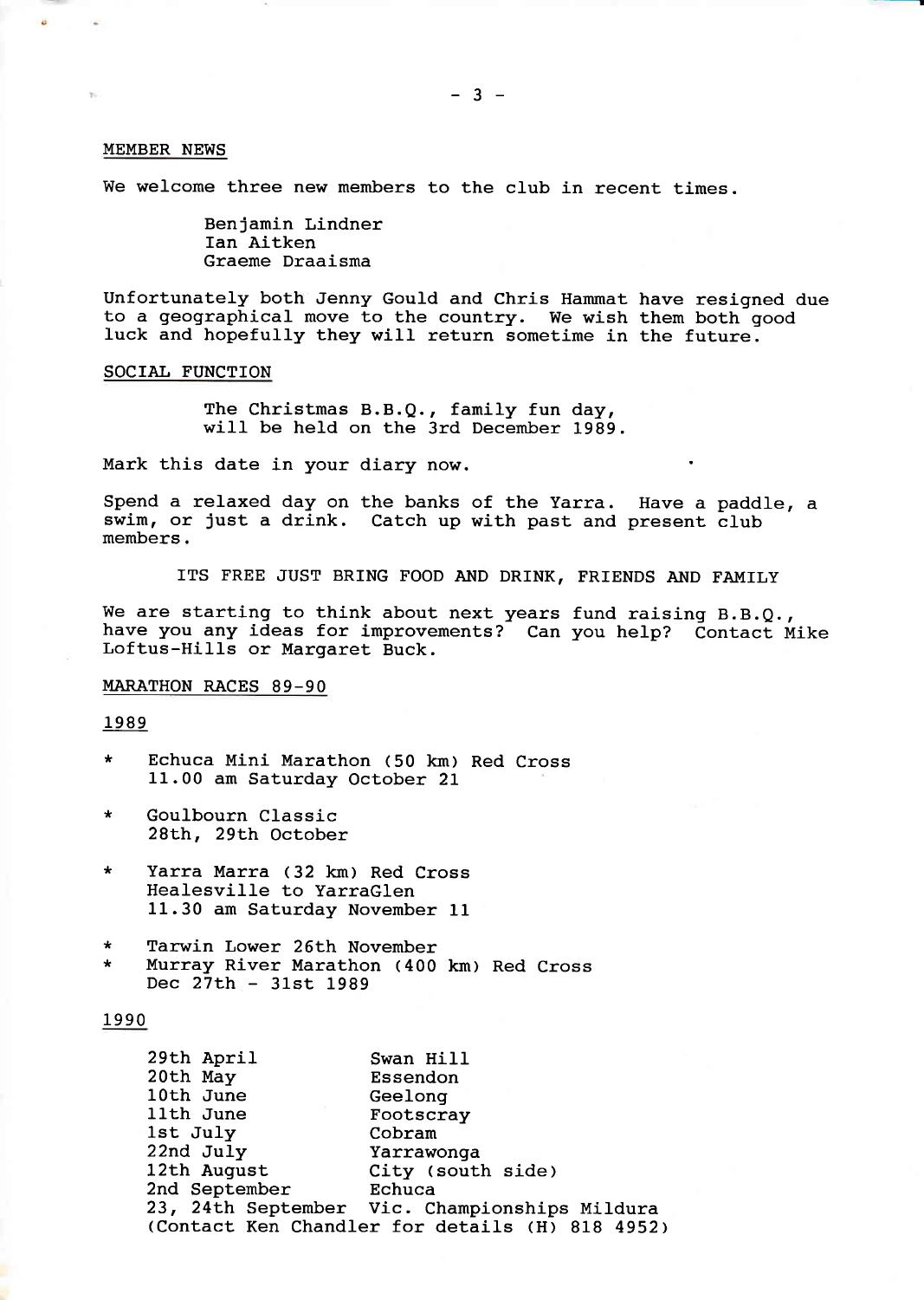## MEMBER NEWS

We welcome three new members to the club in recent times.

> Benjamin Lindner
> Ian Aitken
> Graeme Draaisma

Unfortunately both Jenny Gould and Chris Hammat have resigned due to a geographical move to the country. We wish them both good luck and hopefully they will return sometime in the future.

## SOCIAL FUNCTION

> The Christmas B.B.Q., family fun day, will be held on the 3rd December 1989.

Mark this date in your diary now.

Spend a relaxed day on the banks of the Yarra. Have a paddle, a swim, or just a drink. Catch up with past and present club members.

ITS FREE JUST BRING FOOD AND DRINK, FRIENDS AND FAMILY

We are starting to think about next years fund raising B.B.Q., have you any ideas for improvements? Can you help? Contact Mike Loftus-Hills or Margaret Buck.

## MARATHON RACES 89-90

### 1989

* Echuca Mini Marathon (50 km) Red Cross
  11.00 am Saturday October 21
* Goulbourn Classic
  28th, 29th October
* Yarra Marra (32 km) Red Cross
  Healesville to YarraGlen
  11.30 am Saturday November 11
* Tarwin Lower 26th November
* Murray River Marathon (400 km) Red Cross
  Dec 27th - 31st 1989

### 1990

| | |
|---|---|
| 29th April | Swan Hill |
| 20th May | Essendon |
| 10th June | Geelong |
| 11th June | Footscray |
| 1st July | Cobram |
| 22nd July | Yarrawonga |
| 12th August | City (south side) |
| 2nd September | Echuca |
| 23, 24th September | Vic. Championships Mildura |

(Contact Ken Chandler for details (H) 818 4952)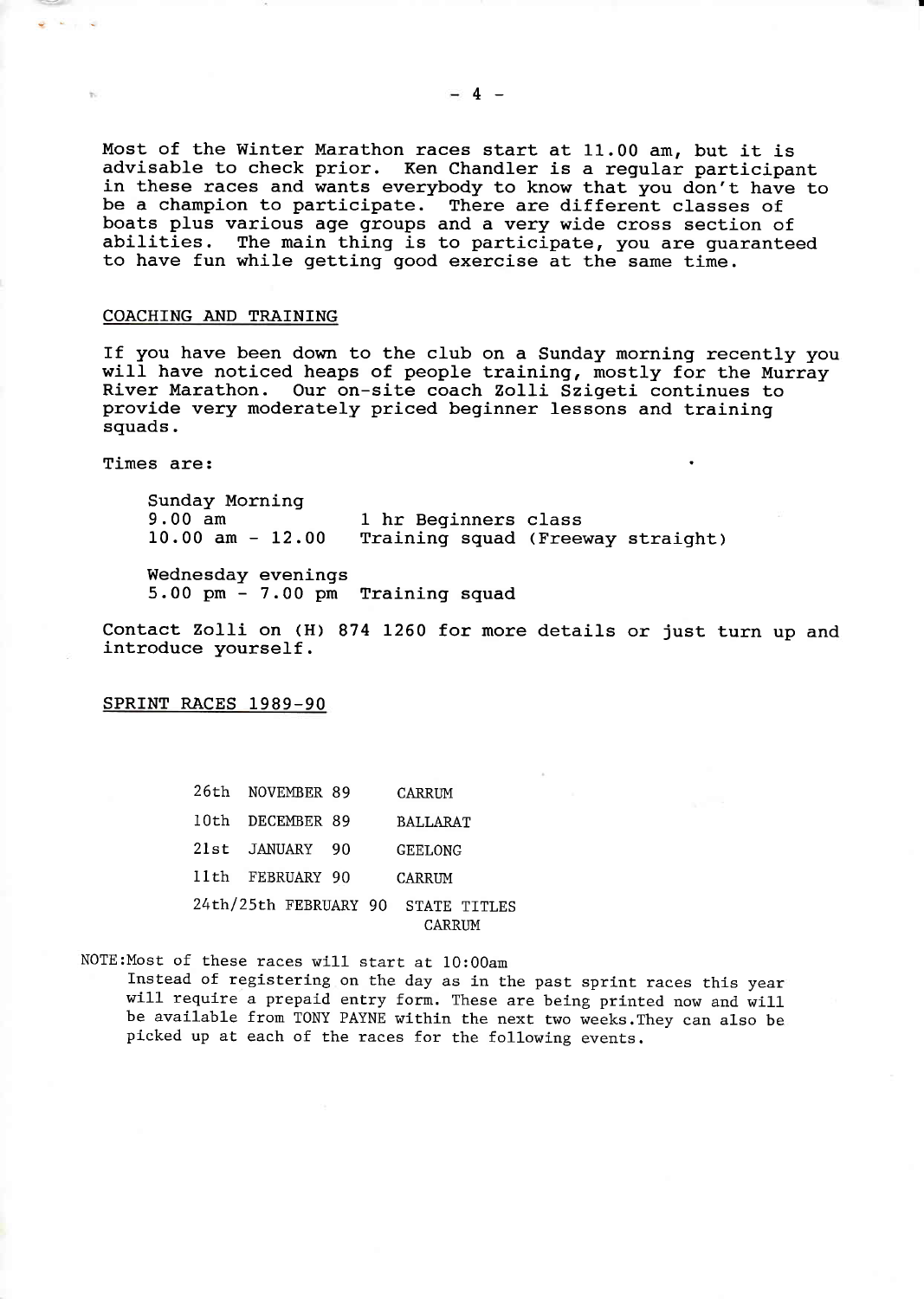Most of the Winter Marathon races start at 11.00 am, but it is advisable to check prior. Ken Chandler is a regular participant in these races and wants everybody to know that you don't have to be a champion to participate. There are different classes of boats plus various age groups and a very wide cross section of abilities. The main thing is to participate, you are guaranteed to have fun while getting good exercise at the same time.

## COACHING AND TRAINING

If you have been down to the club on a Sunday morning recently you will have noticed heaps of people training, mostly for the Murray River Marathon. Our on-site coach Zolli Szigeti continues to provide very moderately priced beginner lessons and training squads.

Times are:

Sunday Morning

| | |
|---|---|
| 9.00 am | 1 hr Beginners class |
| 10.00 am - 12.00 | Training squad (Freeway straight) |

Wednesday evenings

| | |
|---|---|
| 5.00 pm - 7.00 pm | Training squad |

Contact Zolli on (H) 874 1260 for more details or just turn up and introduce yourself.

## SPRINT RACES 1989-90

| | |
|---|---|
| 26th NOVEMBER 89 | CARRUM |
| 10th DECEMBER 89 | BALLARAT |
| 21st JANUARY 90 | GEELONG |
| 11th FEBRUARY 90 | CARRUM |
| 24th/25th FEBRUARY 90 | STATE TITLES CARRUM |

NOTE: Most of these races will start at 10:00am

Instead of registering on the day as in the past sprint races this year will require a prepaid entry form. These are being printed now and will be available from TONY PAYNE within the next two weeks. They can also be picked up at each of the races for the following events.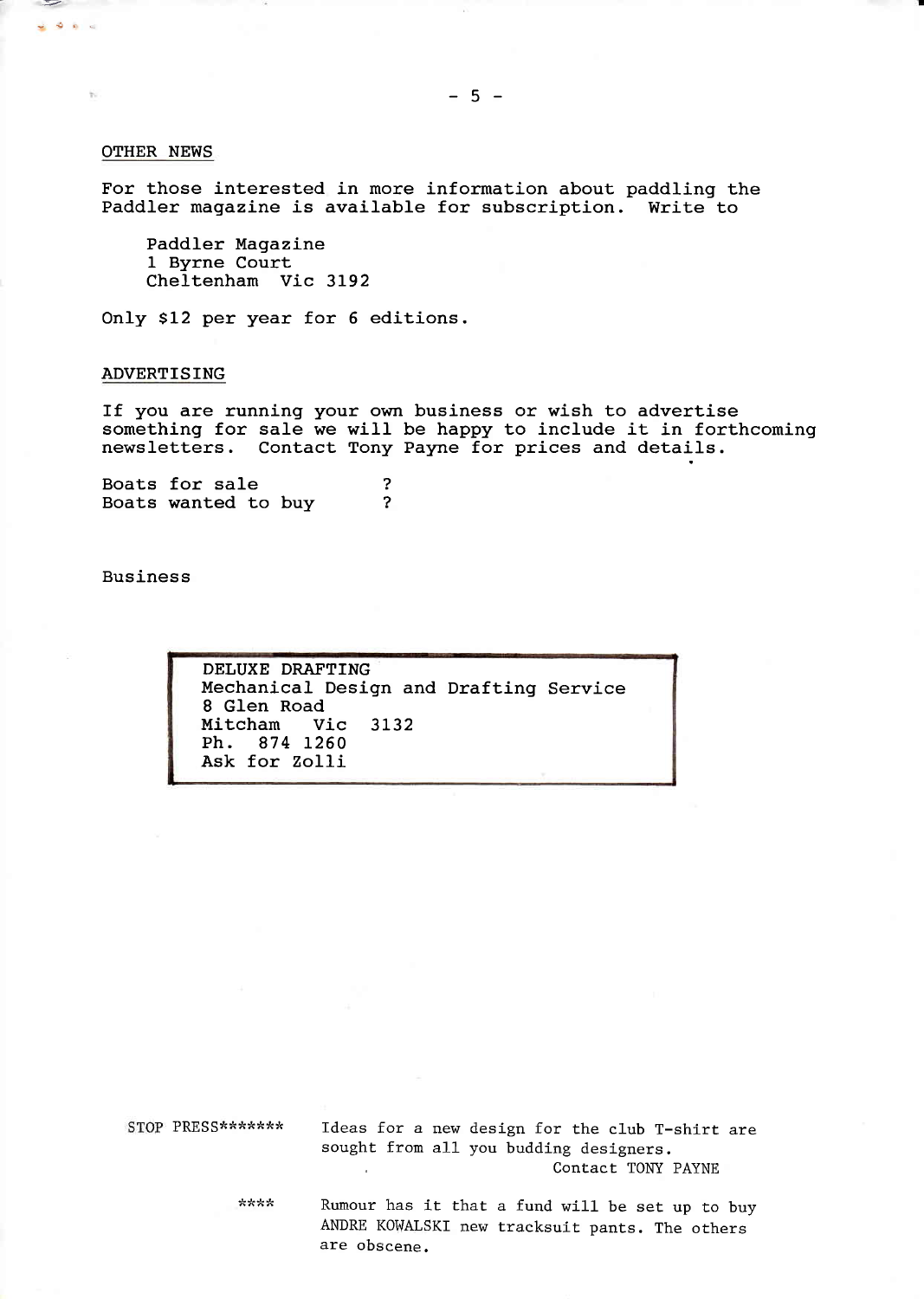## OTHER NEWS

For those interested in more information about paddling the Paddler magazine is available for subscription. Write to

Paddler Magazine
1 Byrne Court
Cheltenham Vic 3192

Only $12 per year for 6 editions.

## ADVERTISING

If you are running your own business or wish to advertise something for sale we will be happy to include it in forthcoming newsletters. Contact Tony Payne for prices and details.

| | |
|---|---|
| Boats for sale | ? |
| Boats wanted to buy | ? |

Business

> DELUXE DRAFTING
> Mechanical Design and Drafting Service
> 8 Glen Road
> Mitcham Vic 3132
> Ph. 874 1260
> Ask for Zolli

STOP PRESS******* Ideas for a new design for the club T-shirt are sought from all you budding designers.
Contact TONY PAYNE

**** Rumour has it that a fund will be set up to buy ANDRE KOWALSKI new tracksuit pants. The others are obscene.